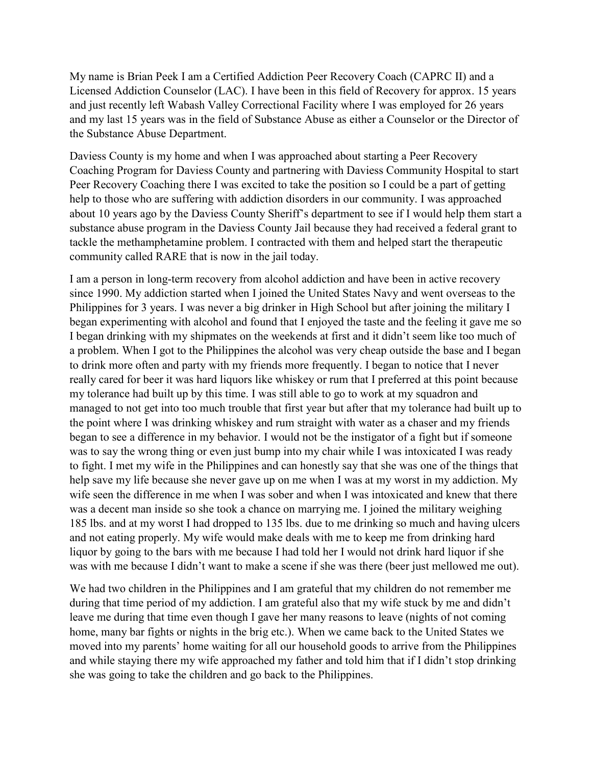My name is Brian Peek I am a Certified Addiction Peer Recovery Coach (CAPRC II) and a Licensed Addiction Counselor (LAC). I have been in this field of Recovery for approx. 15 years and just recently left Wabash Valley Correctional Facility where I was employed for 26 years and my last 15 years was in the field of Substance Abuse as either a Counselor or the Director of the Substance Abuse Department.

Daviess County is my home and when I was approached about starting a Peer Recovery Coaching Program for Daviess County and partnering with Daviess Community Hospital to start Peer Recovery Coaching there I was excited to take the position so I could be a part of getting help to those who are suffering with addiction disorders in our community. I was approached about 10 years ago by the Daviess County Sheriff's department to see if I would help them start a substance abuse program in the Daviess County Jail because they had received a federal grant to tackle the methamphetamine problem. I contracted with them and helped start the therapeutic community called RARE that is now in the jail today.

I am a person in long-term recovery from alcohol addiction and have been in active recovery since 1990. My addiction started when I joined the United States Navy and went overseas to the Philippines for 3 years. I was never a big drinker in High School but after joining the military I began experimenting with alcohol and found that I enjoyed the taste and the feeling it gave me so I began drinking with my shipmates on the weekends at first and it didn't seem like too much of a problem. When I got to the Philippines the alcohol was very cheap outside the base and I began to drink more often and party with my friends more frequently. I began to notice that I never really cared for beer it was hard liquors like whiskey or rum that I preferred at this point because my tolerance had built up by this time. I was still able to go to work at my squadron and managed to not get into too much trouble that first year but after that my tolerance had built up to the point where I was drinking whiskey and rum straight with water as a chaser and my friends began to see a difference in my behavior. I would not be the instigator of a fight but if someone was to say the wrong thing or even just bump into my chair while I was intoxicated I was ready to fight. I met my wife in the Philippines and can honestly say that she was one of the things that help save my life because she never gave up on me when I was at my worst in my addiction. My wife seen the difference in me when I was sober and when I was intoxicated and knew that there was a decent man inside so she took a chance on marrying me. I joined the military weighing 185 lbs. and at my worst I had dropped to 135 lbs. due to me drinking so much and having ulcers and not eating properly. My wife would make deals with me to keep me from drinking hard liquor by going to the bars with me because I had told her I would not drink hard liquor if she was with me because I didn't want to make a scene if she was there (beer just mellowed me out).

We had two children in the Philippines and I am grateful that my children do not remember me during that time period of my addiction. I am grateful also that my wife stuck by me and didn't leave me during that time even though I gave her many reasons to leave (nights of not coming home, many bar fights or nights in the brig etc.). When we came back to the United States we moved into my parents' home waiting for all our household goods to arrive from the Philippines and while staying there my wife approached my father and told him that if I didn't stop drinking she was going to take the children and go back to the Philippines.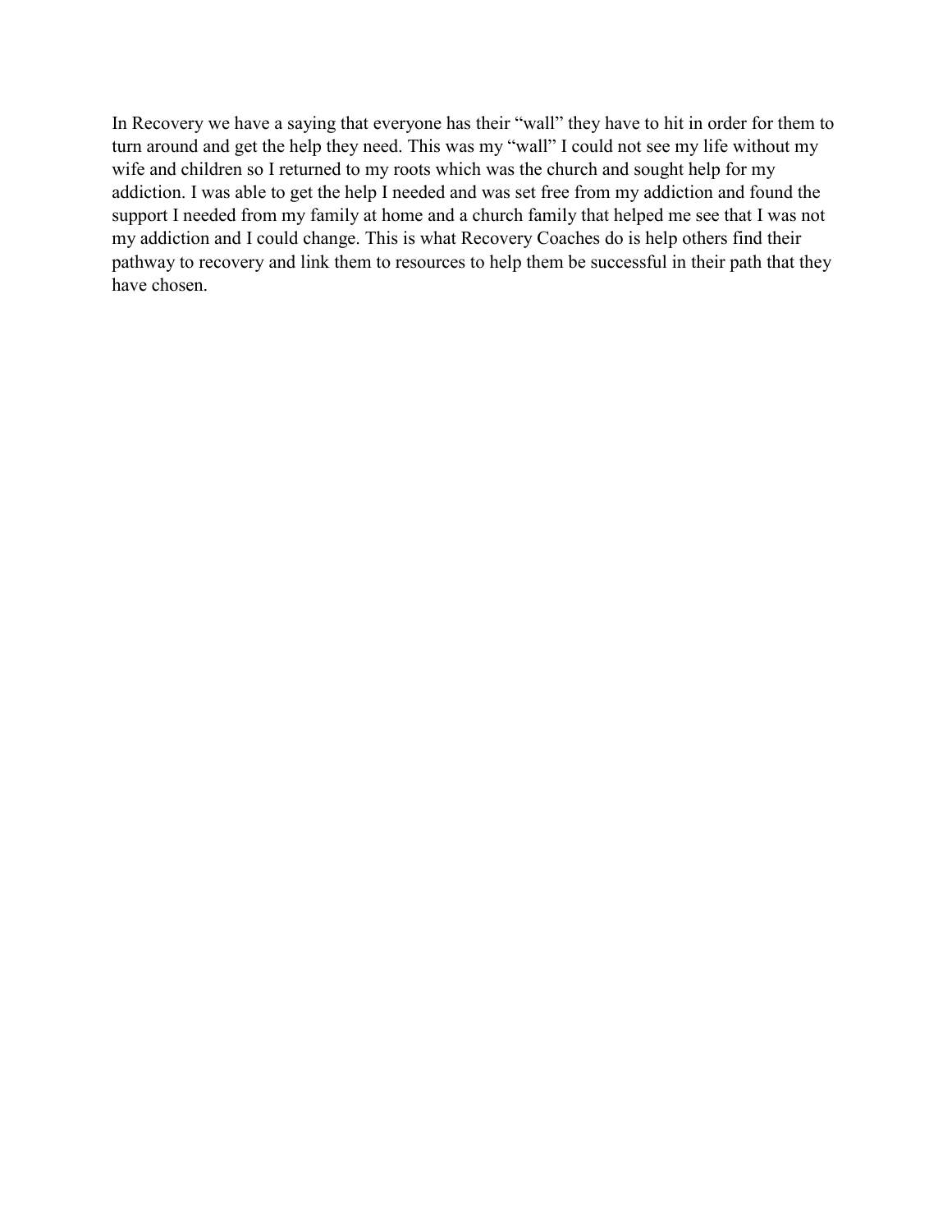In Recovery we have a saying that everyone has their "wall" they have to hit in order for them to turn around and get the help they need. This was my "wall" I could not see my life without my wife and children so I returned to my roots which was the church and sought help for my addiction. I was able to get the help I needed and was set free from my addiction and found the support I needed from my family at home and a church family that helped me see that I was not my addiction and I could change. This is what Recovery Coaches do is help others find their pathway to recovery and link them to resources to help them be successful in their path that they have chosen.